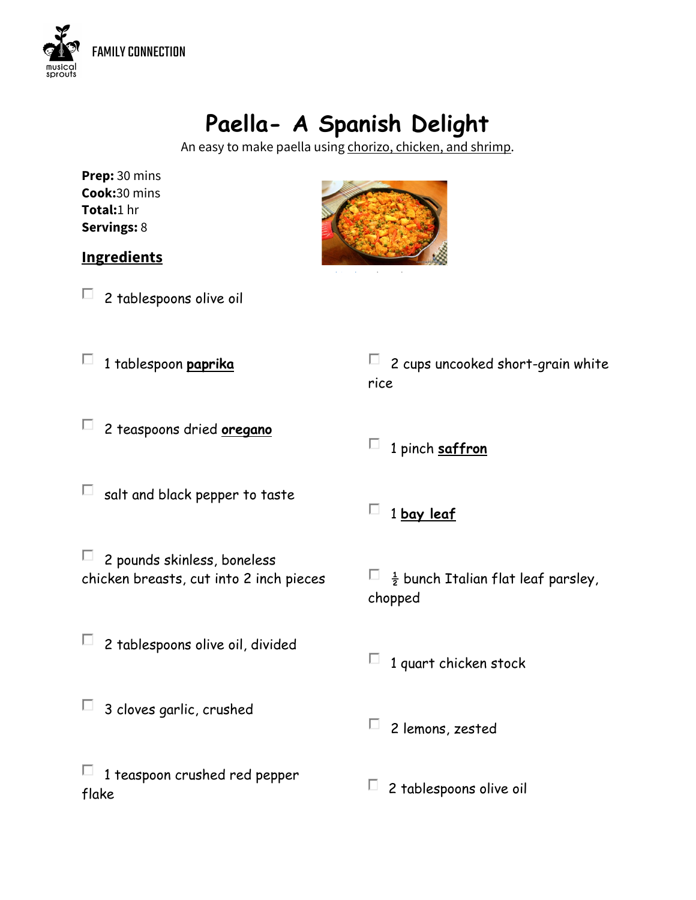FAMILY CONNECTION

# Paella- A Spanish Delight

An easy to make paella using chorizo, chicken, and shrimp.

**Prep:** 30 mins
**Cook:** 30 mins
**Total:** 1 hr
**Servings:** 8

## Ingredients

- 2 tablespoons olive oil
- 1 tablespoon **paprika**
- 2 teaspoons dried **oregano**
- salt and black pepper to taste
- 2 pounds skinless, boneless chicken breasts, cut into 2 inch pieces
- 2 tablespoons olive oil, divided
- 3 cloves garlic, crushed
- 1 teaspoon crushed red pepper flake
- 2 cups uncooked short-grain white rice
- 1 pinch **saffron**
- 1 **bay leaf**
- ½ bunch Italian flat leaf parsley, chopped
- 1 quart chicken stock
- 2 lemons, zested
- 2 tablespoons olive oil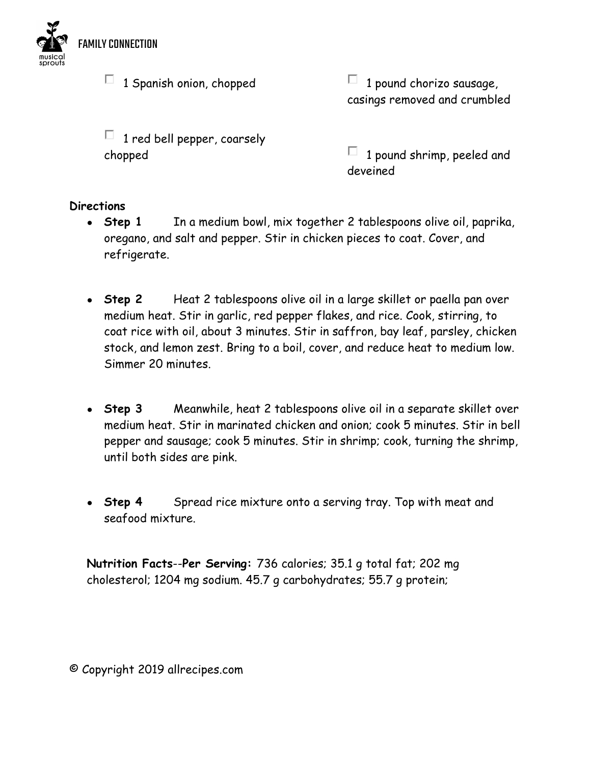- ☐ 1 Spanish onion, chopped
- ☐ 1 red bell pepper, coarsely chopped
- ☐ 1 pound chorizo sausage, casings removed and crumbled
- ☐ 1 pound shrimp, peeled and deveined

**Directions**

- **Step 1** In a medium bowl, mix together 2 tablespoons olive oil, paprika, oregano, and salt and pepper. Stir in chicken pieces to coat. Cover, and refrigerate.
- **Step 2** Heat 2 tablespoons olive oil in a large skillet or paella pan over medium heat. Stir in garlic, red pepper flakes, and rice. Cook, stirring, to coat rice with oil, about 3 minutes. Stir in saffron, bay leaf, parsley, chicken stock, and lemon zest. Bring to a boil, cover, and reduce heat to medium low. Simmer 20 minutes.
- **Step 3** Meanwhile, heat 2 tablespoons olive oil in a separate skillet over medium heat. Stir in marinated chicken and onion; cook 5 minutes. Stir in bell pepper and sausage; cook 5 minutes. Stir in shrimp; cook, turning the shrimp, until both sides are pink.
- **Step 4** Spread rice mixture onto a serving tray. Top with meat and seafood mixture.

**Nutrition Facts**--**Per Serving:** 736 calories; 35.1 g total fat; 202 mg cholesterol; 1204 mg sodium. 45.7 g carbohydrates; 55.7 g protein;

© Copyright 2019 allrecipes.com